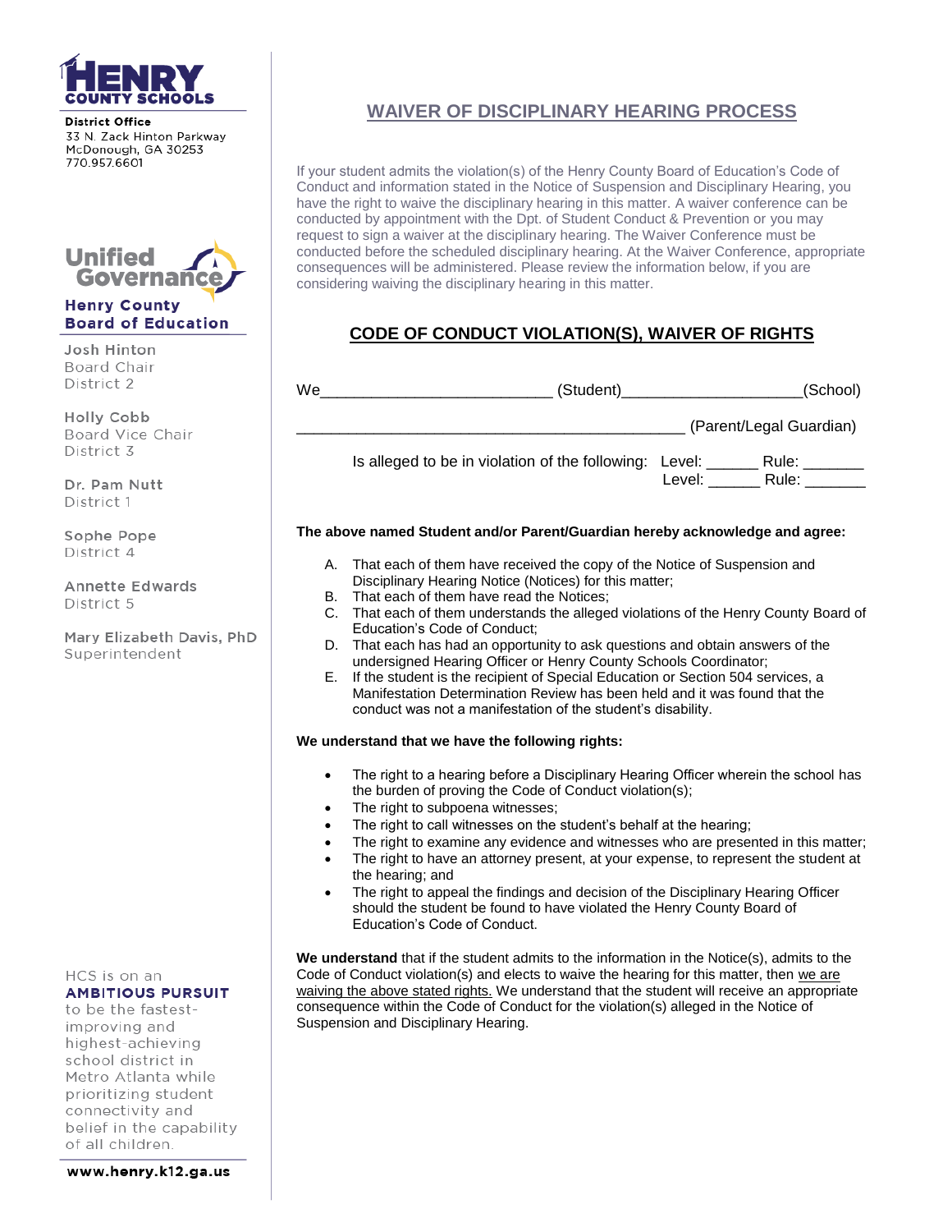**HENRY COUNTY SCHOOLS**

**District Office**
33 N. Zack Hinton Parkway
McDonough, GA 30253
770.957.6601

**Unified Governance**
**Henry County Board of Education**

Josh Hinton
Board Chair
District 2

Holly Cobb
Board Vice Chair
District 3

Dr. Pam Nutt
District 1

Sophe Pope
District 4

Annette Edwards
District 5

Mary Elizabeth Davis, PhD
Superintendent

HCS is on an **AMBITIOUS PURSUIT** to be the fastest-improving and highest-achieving school district in Metro Atlanta while prioritizing student connectivity and belief in the capability of all children.

**www.henry.k12.ga.us**

# WAIVER OF DISCIPLINARY HEARING PROCESS

If your student admits the violation(s) of the Henry County Board of Education's Code of Conduct and information stated in the Notice of Suspension and Disciplinary Hearing, you have the right to waive the disciplinary hearing in this matter. A waiver conference can be conducted by appointment with the Dpt. of Student Conduct & Prevention or you may request to sign a waiver at the disciplinary hearing. The Waiver Conference must be conducted before the scheduled disciplinary hearing. At the Waiver Conference, appropriate consequences will be administered. Please review the information below, if you are considering waiving the disciplinary hearing in this matter.

## CODE OF CONDUCT VIOLATION(S), WAIVER OF RIGHTS

We__________________________ (Student)____________________(School)

_____________________________________________ (Parent/Legal Guardian)

Is alleged to be in violation of the following: Level: ______ Rule: _______
Level: ______ Rule: _______

**The above named Student and/or Parent/Guardian hereby acknowledge and agree:**

A. That each of them have received the copy of the Notice of Suspension and Disciplinary Hearing Notice (Notices) for this matter;
B. That each of them have read the Notices;
C. That each of them understands the alleged violations of the Henry County Board of Education's Code of Conduct;
D. That each has had an opportunity to ask questions and obtain answers of the undersigned Hearing Officer or Henry County Schools Coordinator;
E. If the student is the recipient of Special Education or Section 504 services, a Manifestation Determination Review has been held and it was found that the conduct was not a manifestation of the student's disability.

**We understand that we have the following rights:**

- The right to a hearing before a Disciplinary Hearing Officer wherein the school has the burden of proving the Code of Conduct violation(s);
- The right to subpoena witnesses;
- The right to call witnesses on the student's behalf at the hearing;
- The right to examine any evidence and witnesses who are presented in this matter;
- The right to have an attorney present, at your expense, to represent the student at the hearing; and
- The right to appeal the findings and decision of the Disciplinary Hearing Officer should the student be found to have violated the Henry County Board of Education's Code of Conduct.

**We understand** that if the student admits to the information in the Notice(s), admits to the Code of Conduct violation(s) and elects to waive the hearing for this matter, then we are waiving the above stated rights. We understand that the student will receive an appropriate consequence within the Code of Conduct for the violation(s) alleged in the Notice of Suspension and Disciplinary Hearing.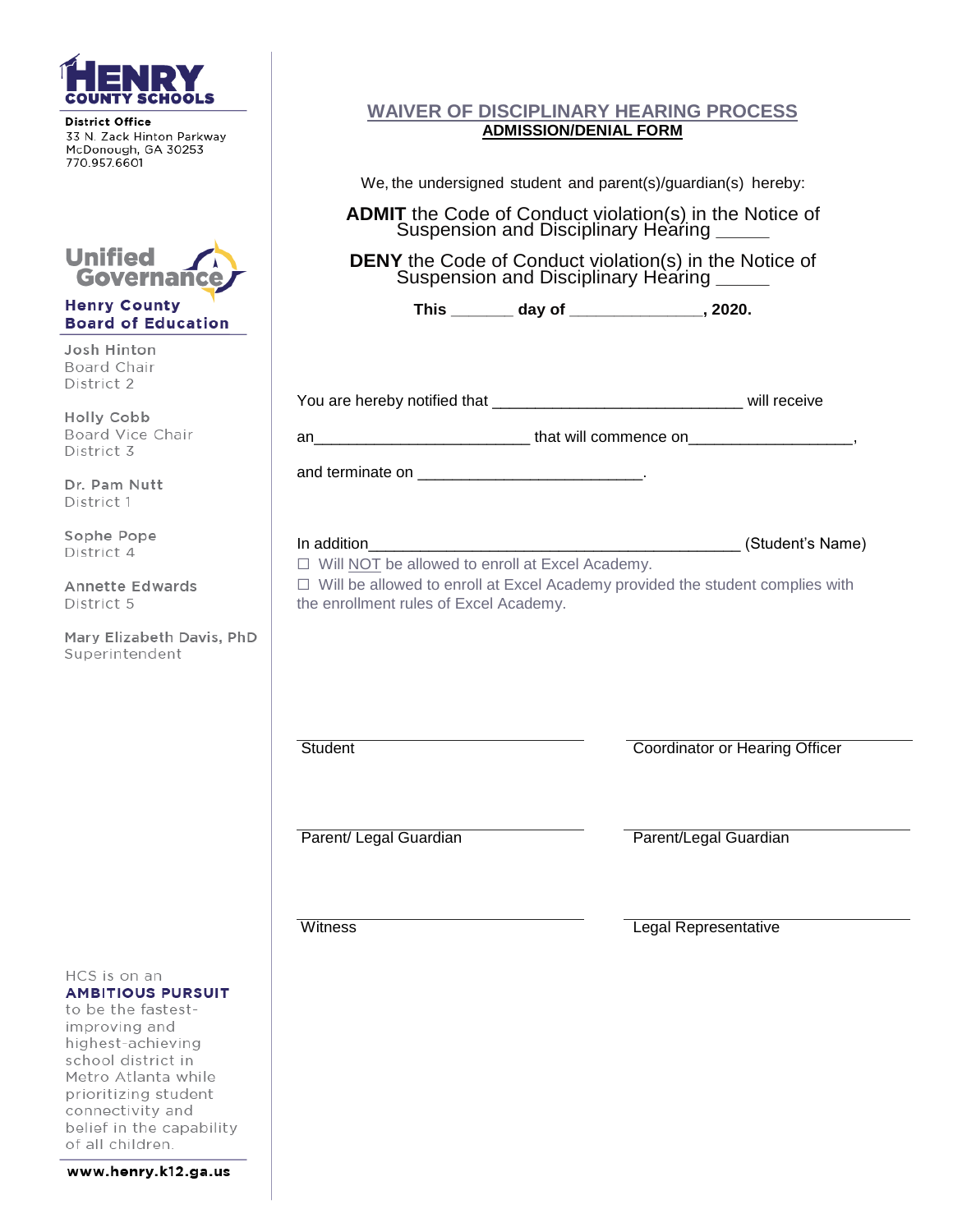**HENRY COUNTY SCHOOLS**

**District Office**
33 N. Zack Hinton Parkway
McDonough, GA 30253
770.957.6601

**Unified Governance**
**Henry County Board of Education**

Josh Hinton
Board Chair
District 2

Holly Cobb
Board Vice Chair
District 3

Dr. Pam Nutt
District 1

Sophe Pope
District 4

Annette Edwards
District 5

Mary Elizabeth Davis, PhD
Superintendent

HCS is on an **AMBITIOUS PURSUIT** to be the fastest-improving and highest-achieving school district in Metro Atlanta while prioritizing student connectivity and belief in the capability of all children.

www.henry.k12.ga.us

## WAIVER OF DISCIPLINARY HEARING PROCESS

**ADMISSION/DENIAL FORM**

We, the undersigned student and parent(s)/guardian(s) hereby:

**ADMIT** the Code of Conduct violation(s) in the Notice of Suspension and Disciplinary Hearing _____

**DENY** the Code of Conduct violation(s) in the Notice of Suspension and Disciplinary Hearing _____

**This _______ day of _______________, 2020.**

You are hereby notified that _____________________________ will receive an_________________________ that will commence on___________________, and terminate on __________________________.

In addition___________________________________________ (Student's Name)

☐ Will NOT be allowed to enroll at Excel Academy.

☐ Will be allowed to enroll at Excel Academy provided the student complies with the enrollment rules of Excel Academy.

| | |
|---|---|
| Student | Coordinator or Hearing Officer |
| Parent/ Legal Guardian | Parent/Legal Guardian |
| Witness | Legal Representative |